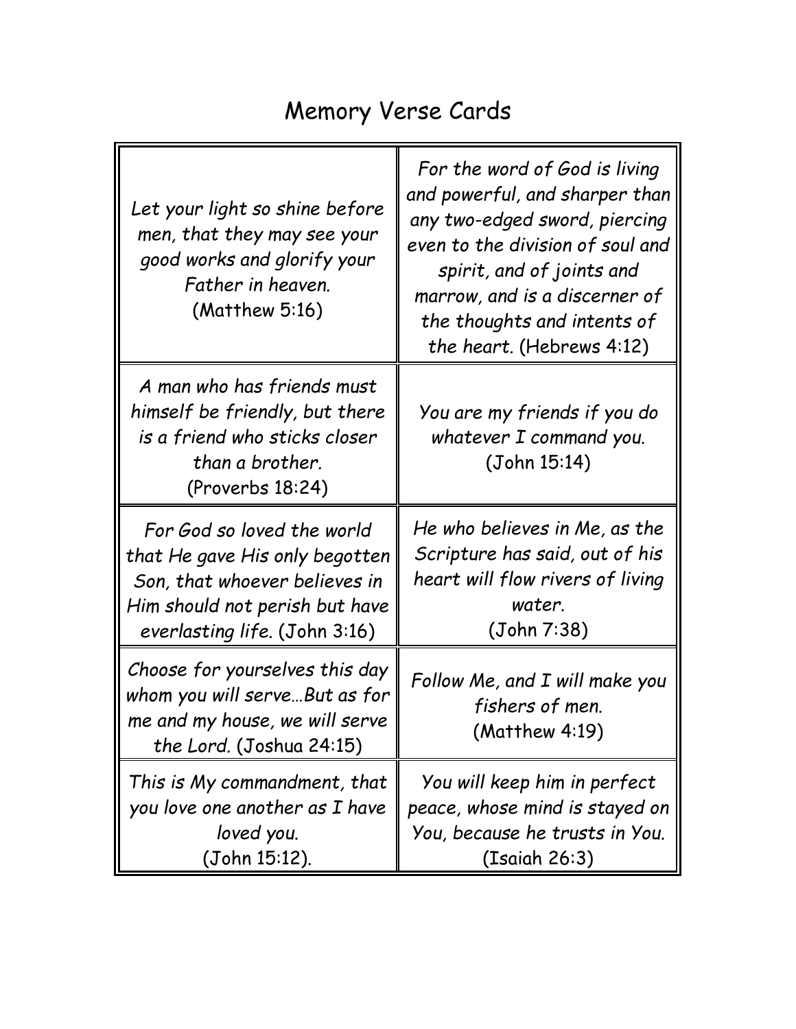# Memory Verse Cards

| | |
|---|---|
| *Let your light so shine before men, that they may see your good works and glorify your Father in heaven.* (Matthew 5:16) | *For the word of God is living and powerful, and sharper than any two-edged sword, piercing even to the division of soul and spirit, and of joints and marrow, and is a discerner of the thoughts and intents of the heart.* (Hebrews 4:12) |
| *A man who has friends must himself be friendly, but there is a friend who sticks closer than a brother.* (Proverbs 18:24) | *You are my friends if you do whatever I command you.* (John 15:14) |
| *For God so loved the world that He gave His only begotten Son, that whoever believes in Him should not perish but have everlasting life.* (John 3:16) | *He who believes in Me, as the Scripture has said, out of his heart will flow rivers of living water.* (John 7:38) |
| *Choose for yourselves this day whom you will serve…But as for me and my house, we will serve the Lord.* (Joshua 24:15) | *Follow Me, and I will make you fishers of men.* (Matthew 4:19) |
| *This is My commandment, that you love one another as I have loved you.* (John 15:12). | *You will keep him in perfect peace, whose mind is stayed on You, because he trusts in You.* (Isaiah 26:3) |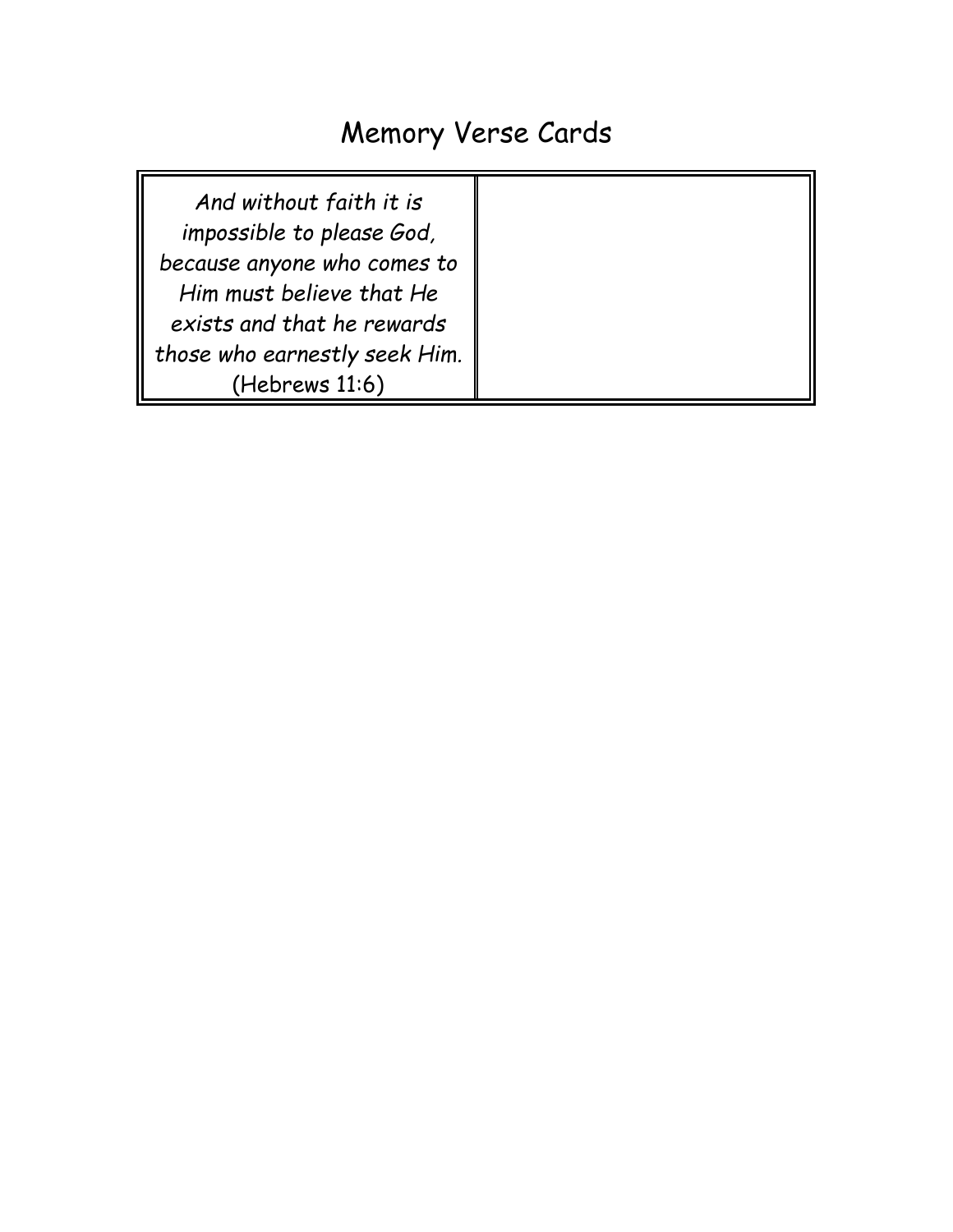# Memory Verse Cards

| | |
|---|---|
| *And without faith it is impossible to please God, because anyone who comes to Him must believe that He exists and that he rewards those who earnestly seek Him.* (Hebrews 11:6) | |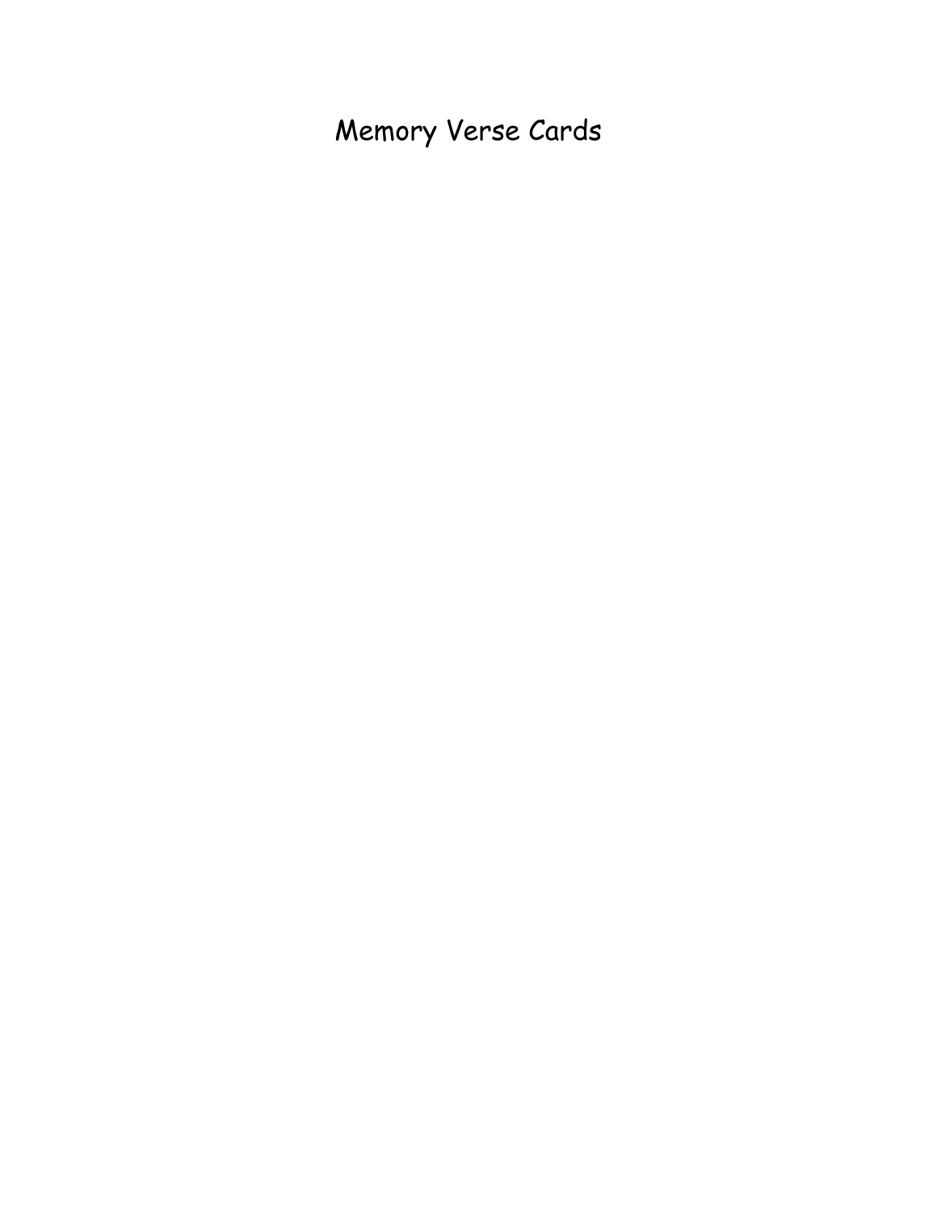# Memory Verse Cards